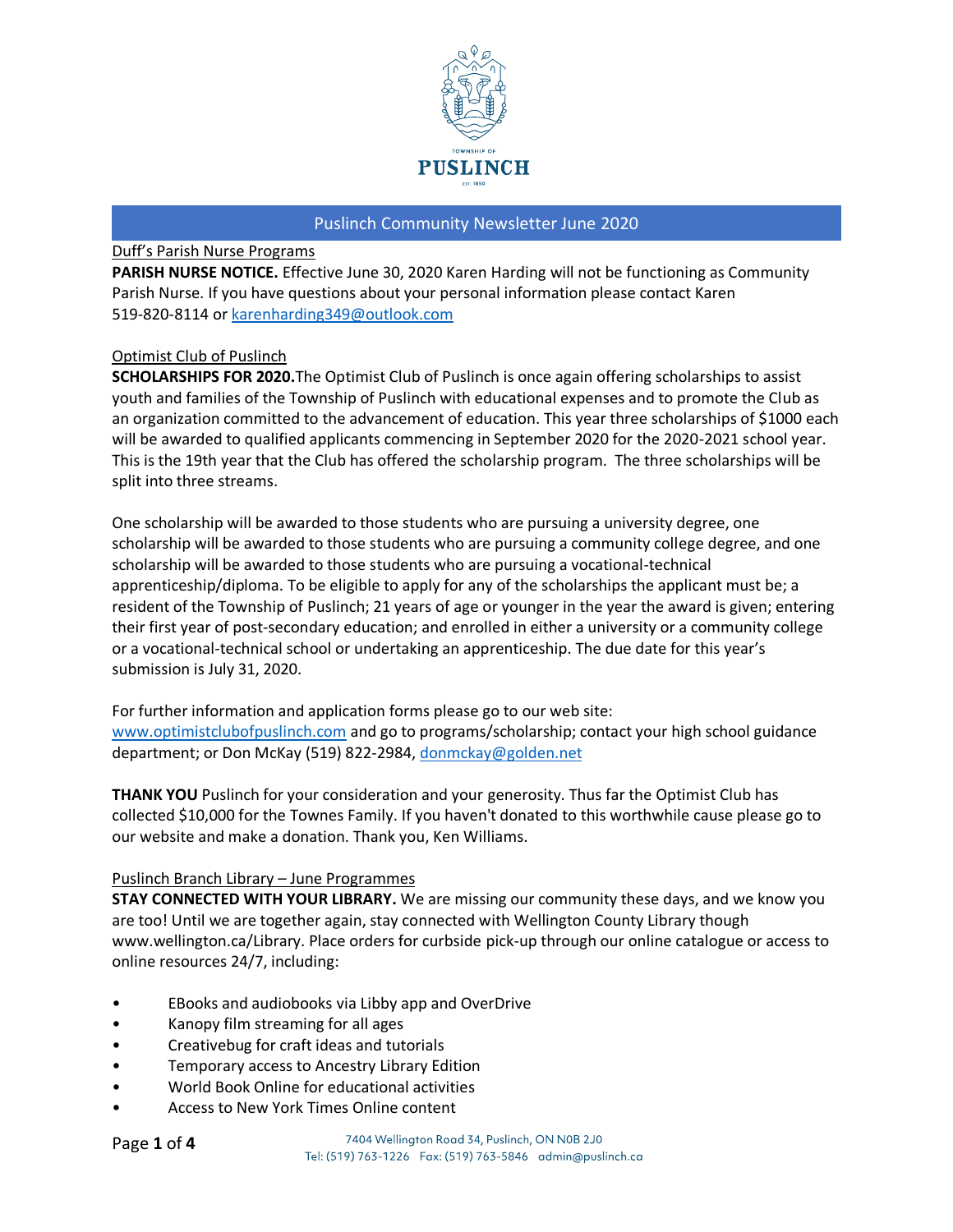TOWNSHIP OF

# PUSLINCH

EST. 1850

## Puslinch Community Newsletter June 2020

Duff's Parish Nurse Programs

**PARISH NURSE NOTICE.** Effective June 30, 2020 Karen Harding will not be functioning as Community Parish Nurse. If you have questions about your personal information please contact Karen 519-820-8114 or karenharding349@outlook.com

Optimist Club of Puslinch

**SCHOLARSHIPS FOR 2020.** The Optimist Club of Puslinch is once again offering scholarships to assist youth and families of the Township of Puslinch with educational expenses and to promote the Club as an organization committed to the advancement of education. This year three scholarships of $1000 each will be awarded to qualified applicants commencing in September 2020 for the 2020-2021 school year. This is the 19th year that the Club has offered the scholarship program. The three scholarships will be split into three streams.

One scholarship will be awarded to those students who are pursuing a university degree, one scholarship will be awarded to those students who are pursuing a community college degree, and one scholarship will be awarded to those students who are pursuing a vocational-technical apprenticeship/diploma. To be eligible to apply for any of the scholarships the applicant must be; a resident of the Township of Puslinch; 21 years of age or younger in the year the award is given; entering their first year of post-secondary education; and enrolled in either a university or a community college or a vocational-technical school or undertaking an apprenticeship. The due date for this year's submission is July 31, 2020.

For further information and application forms please go to our web site: www.optimistclubofpuslinch.com and go to programs/scholarship; contact your high school guidance department; or Don McKay (519) 822-2984, donmckay@golden.net

**THANK YOU** Puslinch for your consideration and your generosity. Thus far the Optimist Club has collected $10,000 for the Townes Family. If you haven't donated to this worthwhile cause please go to our website and make a donation. Thank you, Ken Williams.

Puslinch Branch Library – June Programmes

**STAY CONNECTED WITH YOUR LIBRARY.** We are missing our community these days, and we know you are too! Until we are together again, stay connected with Wellington County Library though www.wellington.ca/Library. Place orders for curbside pick-up through our online catalogue or access to online resources 24/7, including:

- EBooks and audiobooks via Libby app and OverDrive
- Kanopy film streaming for all ages
- Creativebug for craft ideas and tutorials
- Temporary access to Ancestry Library Edition
- World Book Online for educational activities
- Access to New York Times Online content

7404 Wellington Road 34, Puslinch, ON N0B 2J0
Tel: (519) 763-1226 Fax: (519) 763-5846 admin@puslinch.ca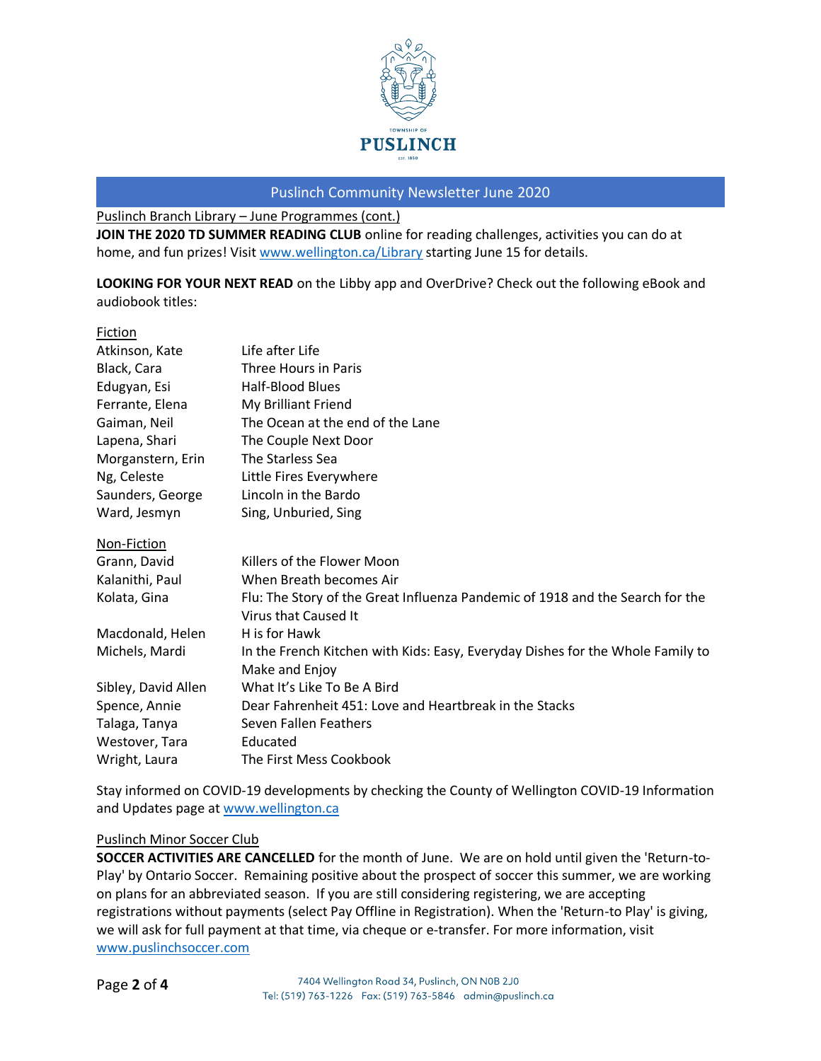Puslinch Community Newsletter June 2020

Puslinch Branch Library – June Programmes (cont.)

**JOIN THE 2020 TD SUMMER READING CLUB** online for reading challenges, activities you can do at home, and fun prizes! Visit www.wellington.ca/Library starting June 15 for details.

**LOOKING FOR YOUR NEXT READ** on the Libby app and OverDrive? Check out the following eBook and audiobook titles:

Fiction

| | |
|---|---|
| Atkinson, Kate | Life after Life |
| Black, Cara | Three Hours in Paris |
| Edugyan, Esi | Half-Blood Blues |
| Ferrante, Elena | My Brilliant Friend |
| Gaiman, Neil | The Ocean at the end of the Lane |
| Lapena, Shari | The Couple Next Door |
| Morganstern, Erin | The Starless Sea |
| Ng, Celeste | Little Fires Everywhere |
| Saunders, George | Lincoln in the Bardo |
| Ward, Jesmyn | Sing, Unburied, Sing |

Non-Fiction

| | |
|---|---|
| Grann, David | Killers of the Flower Moon |
| Kalanithi, Paul | When Breath becomes Air |
| Kolata, Gina | Flu: The Story of the Great Influenza Pandemic of 1918 and the Search for the Virus that Caused It |
| Macdonald, Helen | H is for Hawk |
| Michels, Mardi | In the French Kitchen with Kids: Easy, Everyday Dishes for the Whole Family to Make and Enjoy |
| Sibley, David Allen | What It's Like To Be A Bird |
| Spence, Annie | Dear Fahrenheit 451: Love and Heartbreak in the Stacks |
| Talaga, Tanya | Seven Fallen Feathers |
| Westover, Tara | Educated |
| Wright, Laura | The First Mess Cookbook |

Stay informed on COVID-19 developments by checking the County of Wellington COVID-19 Information and Updates page at www.wellington.ca

Puslinch Minor Soccer Club

**SOCCER ACTIVITIES ARE CANCELLED** for the month of June. We are on hold until given the 'Return-to-Play' by Ontario Soccer. Remaining positive about the prospect of soccer this summer, we are working on plans for an abbreviated season. If you are still considering registering, we are accepting registrations without payments (select Pay Offline in Registration). When the 'Return-to Play' is giving, we will ask for full payment at that time, via cheque or e-transfer. For more information, visit www.puslinchsoccer.com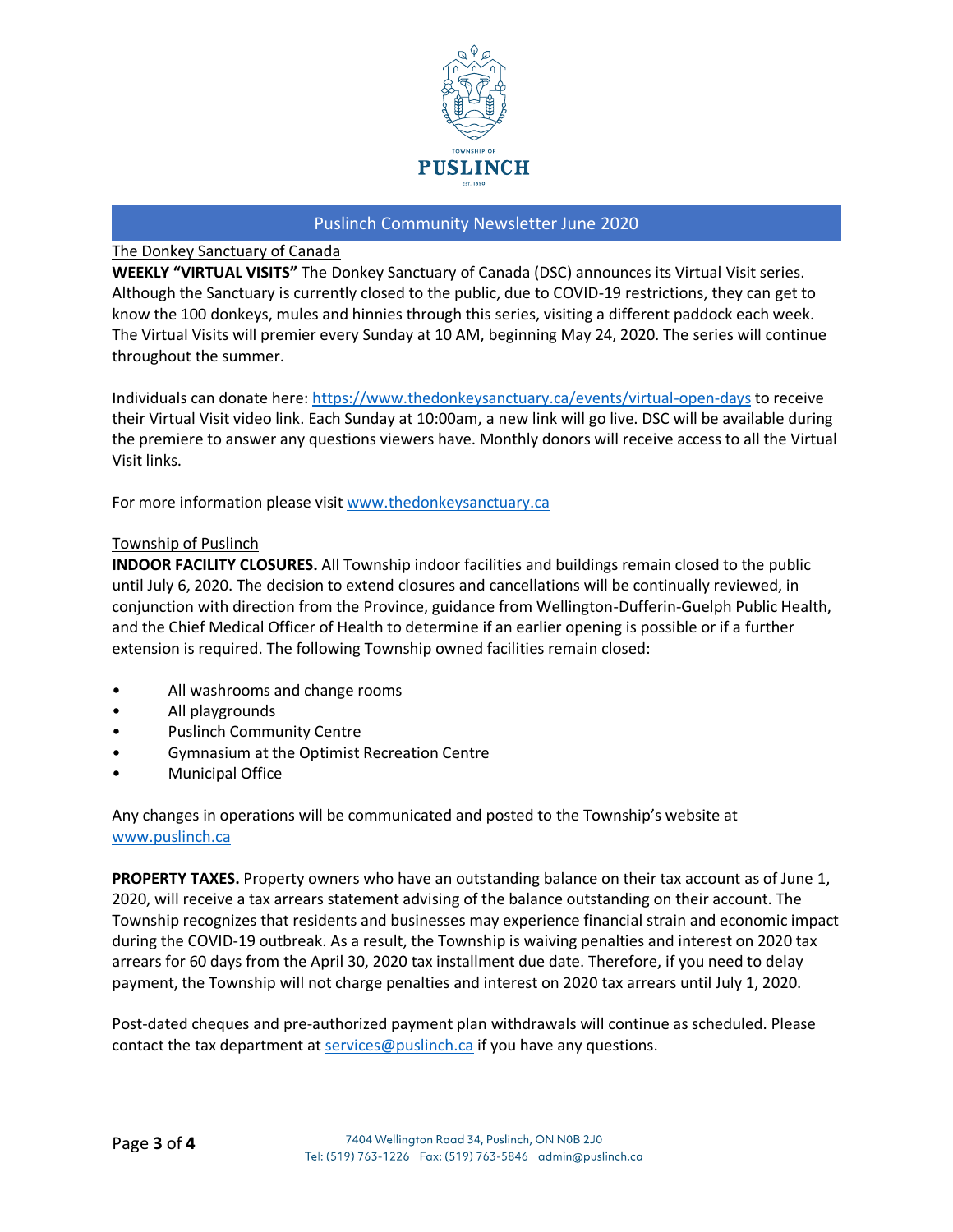Puslinch Community Newsletter June 2020

The Donkey Sanctuary of Canada

**WEEKLY "VIRTUAL VISITS"** The Donkey Sanctuary of Canada (DSC) announces its Virtual Visit series. Although the Sanctuary is currently closed to the public, due to COVID-19 restrictions, they can get to know the 100 donkeys, mules and hinnies through this series, visiting a different paddock each week. The Virtual Visits will premier every Sunday at 10 AM, beginning May 24, 2020. The series will continue throughout the summer.

Individuals can donate here: https://www.thedonkeysanctuary.ca/events/virtual-open-days to receive their Virtual Visit video link. Each Sunday at 10:00am, a new link will go live. DSC will be available during the premiere to answer any questions viewers have. Monthly donors will receive access to all the Virtual Visit links.

For more information please visit www.thedonkeysanctuary.ca

Township of Puslinch

**INDOOR FACILITY CLOSURES.** All Township indoor facilities and buildings remain closed to the public until July 6, 2020. The decision to extend closures and cancellations will be continually reviewed, in conjunction with direction from the Province, guidance from Wellington-Dufferin-Guelph Public Health, and the Chief Medical Officer of Health to determine if an earlier opening is possible or if a further extension is required. The following Township owned facilities remain closed:

- All washrooms and change rooms
- All playgrounds
- Puslinch Community Centre
- Gymnasium at the Optimist Recreation Centre
- Municipal Office

Any changes in operations will be communicated and posted to the Township's website at www.puslinch.ca

**PROPERTY TAXES.** Property owners who have an outstanding balance on their tax account as of June 1, 2020, will receive a tax arrears statement advising of the balance outstanding on their account. The Township recognizes that residents and businesses may experience financial strain and economic impact during the COVID-19 outbreak. As a result, the Township is waiving penalties and interest on 2020 tax arrears for 60 days from the April 30, 2020 tax installment due date. Therefore, if you need to delay payment, the Township will not charge penalties and interest on 2020 tax arrears until July 1, 2020.

Post-dated cheques and pre-authorized payment plan withdrawals will continue as scheduled. Please contact the tax department at services@puslinch.ca if you have any questions.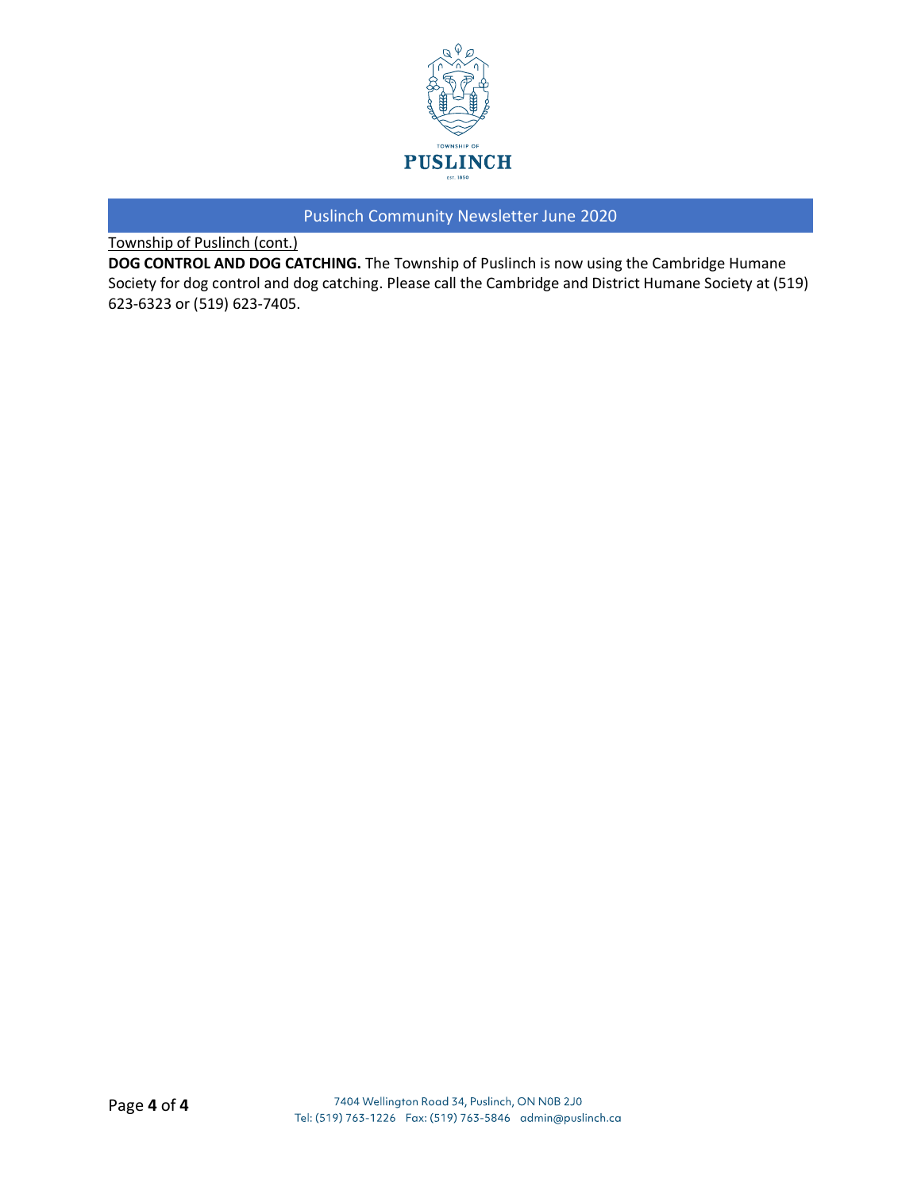Township of Puslinch (cont.)

**DOG CONTROL AND DOG CATCHING.** The Township of Puslinch is now using the Cambridge Humane Society for dog control and dog catching. Please call the Cambridge and District Humane Society at (519) 623-6323 or (519) 623-7405.